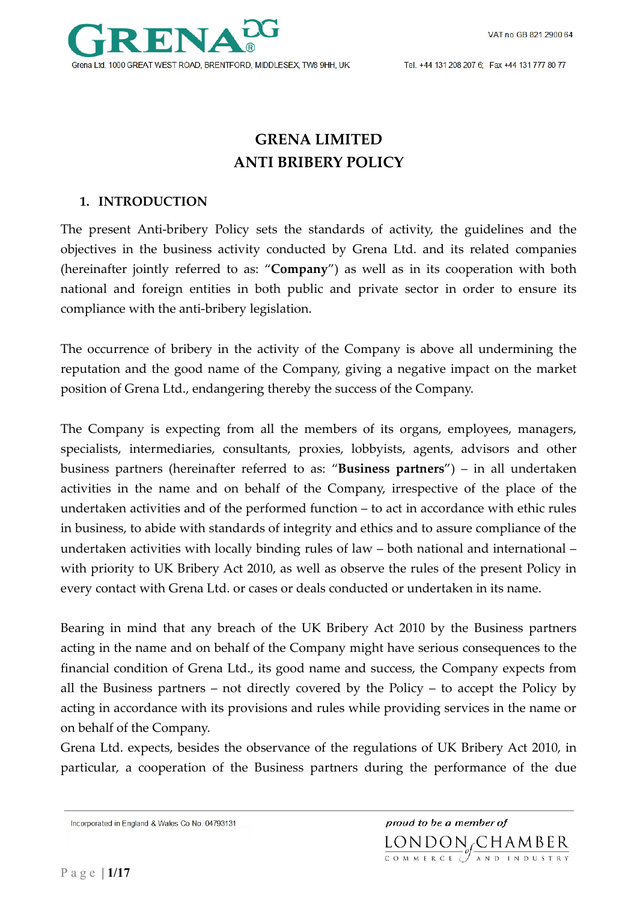# GRENA LIMITED
# ANTI BRIBERY POLICY

## 1. INTRODUCTION

The present Anti-bribery Policy sets the standards of activity, the guidelines and the objectives in the business activity conducted by Grena Ltd. and its related companies (hereinafter jointly referred to as: "**Company**") as well as in its cooperation with both national and foreign entities in both public and private sector in order to ensure its compliance with the anti-bribery legislation.

The occurrence of bribery in the activity of the Company is above all undermining the reputation and the good name of the Company, giving a negative impact on the market position of Grena Ltd., endangering thereby the success of the Company.

The Company is expecting from all the members of its organs, employees, managers, specialists, intermediaries, consultants, proxies, lobbyists, agents, advisors and other business partners (hereinafter referred to as: "**Business partners**") – in all undertaken activities in the name and on behalf of the Company, irrespective of the place of the undertaken activities and of the performed function – to act in accordance with ethic rules in business, to abide with standards of integrity and ethics and to assure compliance of the undertaken activities with locally binding rules of law – both national and international – with priority to UK Bribery Act 2010, as well as observe the rules of the present Policy in every contact with Grena Ltd. or cases or deals conducted or undertaken in its name.

Bearing in mind that any breach of the UK Bribery Act 2010 by the Business partners acting in the name and on behalf of the Company might have serious consequences to the financial condition of Grena Ltd., its good name and success, the Company expects from all the Business partners – not directly covered by the Policy – to accept the Policy by acting in accordance with its provisions and rules while providing services in the name or on behalf of the Company.
Grena Ltd. expects, besides the observance of the regulations of UK Bribery Act 2010, in particular, a cooperation of the Business partners during the performance of the due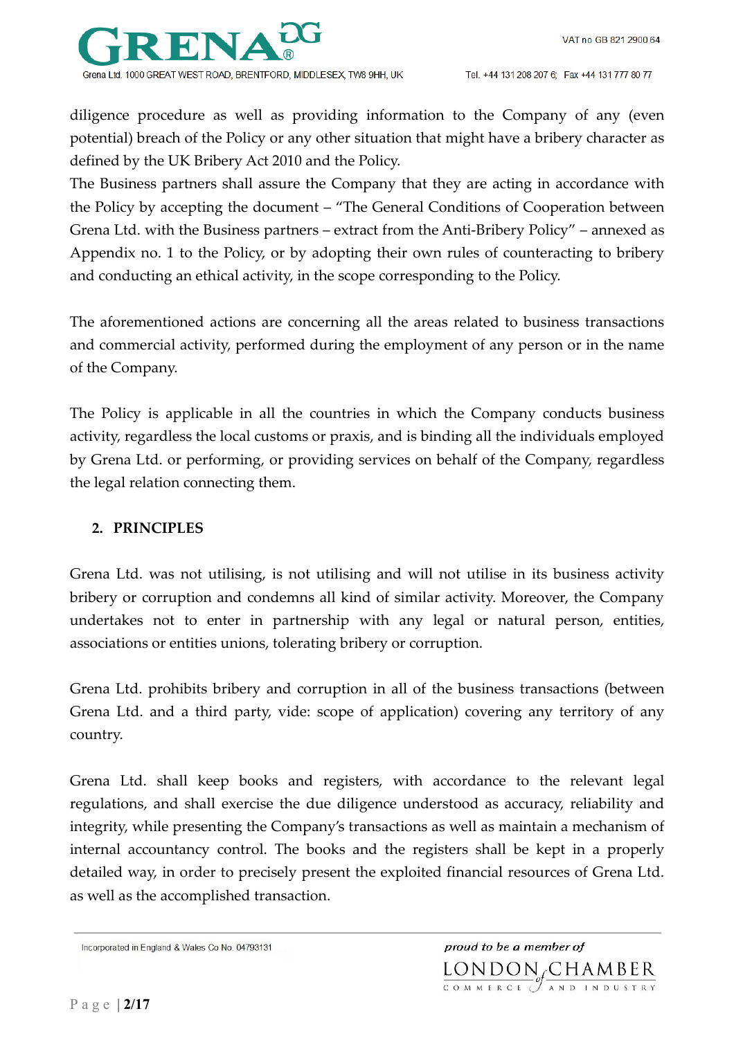diligence procedure as well as providing information to the Company of any (even potential) breach of the Policy or any other situation that might have a bribery character as defined by the UK Bribery Act 2010 and the Policy.
The Business partners shall assure the Company that they are acting in accordance with the Policy by accepting the document – "The General Conditions of Cooperation between Grena Ltd. with the Business partners – extract from the Anti-Bribery Policy" – annexed as Appendix no. 1 to the Policy, or by adopting their own rules of counteracting to bribery and conducting an ethical activity, in the scope corresponding to the Policy.

The aforementioned actions are concerning all the areas related to business transactions and commercial activity, performed during the employment of any person or in the name of the Company.

The Policy is applicable in all the countries in which the Company conducts business activity, regardless the local customs or praxis, and is binding all the individuals employed by Grena Ltd. or performing, or providing services on behalf of the Company, regardless the legal relation connecting them.

## 2. PRINCIPLES

Grena Ltd. was not utilising, is not utilising and will not utilise in its business activity bribery or corruption and condemns all kind of similar activity. Moreover, the Company undertakes not to enter in partnership with any legal or natural person, entities, associations or entities unions, tolerating bribery or corruption.

Grena Ltd. prohibits bribery and corruption in all of the business transactions (between Grena Ltd. and a third party, vide: scope of application) covering any territory of any country.

Grena Ltd. shall keep books and registers, with accordance to the relevant legal regulations, and shall exercise the due diligence understood as accuracy, reliability and integrity, while presenting the Company's transactions as well as maintain a mechanism of internal accountancy control. The books and the registers shall be kept in a properly detailed way, in order to precisely present the exploited financial resources of Grena Ltd. as well as the accomplished transaction.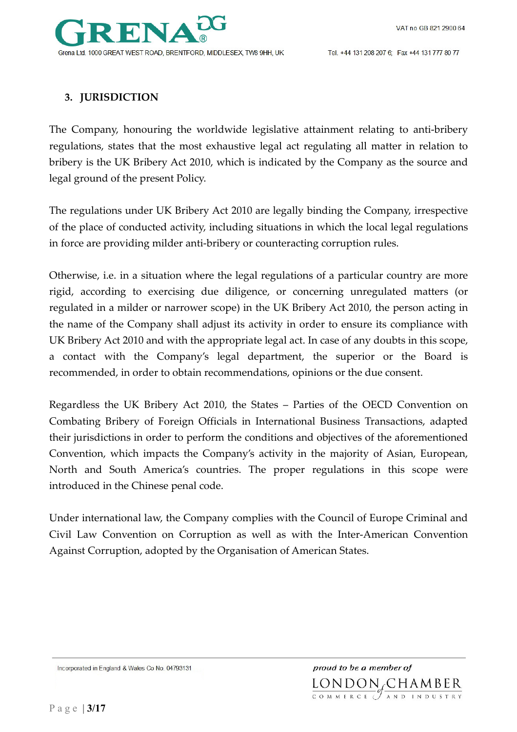## 3. JURISDICTION

The Company, honouring the worldwide legislative attainment relating to anti-bribery regulations, states that the most exhaustive legal act regulating all matter in relation to bribery is the UK Bribery Act 2010, which is indicated by the Company as the source and legal ground of the present Policy.

The regulations under UK Bribery Act 2010 are legally binding the Company, irrespective of the place of conducted activity, including situations in which the local legal regulations in force are providing milder anti-bribery or counteracting corruption rules.

Otherwise, i.e. in a situation where the legal regulations of a particular country are more rigid, according to exercising due diligence, or concerning unregulated matters (or regulated in a milder or narrower scope) in the UK Bribery Act 2010, the person acting in the name of the Company shall adjust its activity in order to ensure its compliance with UK Bribery Act 2010 and with the appropriate legal act. In case of any doubts in this scope, a contact with the Company's legal department, the superior or the Board is recommended, in order to obtain recommendations, opinions or the due consent.

Regardless the UK Bribery Act 2010, the States – Parties of the OECD Convention on Combating Bribery of Foreign Officials in International Business Transactions, adapted their jurisdictions in order to perform the conditions and objectives of the aforementioned Convention, which impacts the Company's activity in the majority of Asian, European, North and South America's countries. The proper regulations in this scope were introduced in the Chinese penal code.

Under international law, the Company complies with the Council of Europe Criminal and Civil Law Convention on Corruption as well as with the Inter-American Convention Against Corruption, adopted by the Organisation of American States.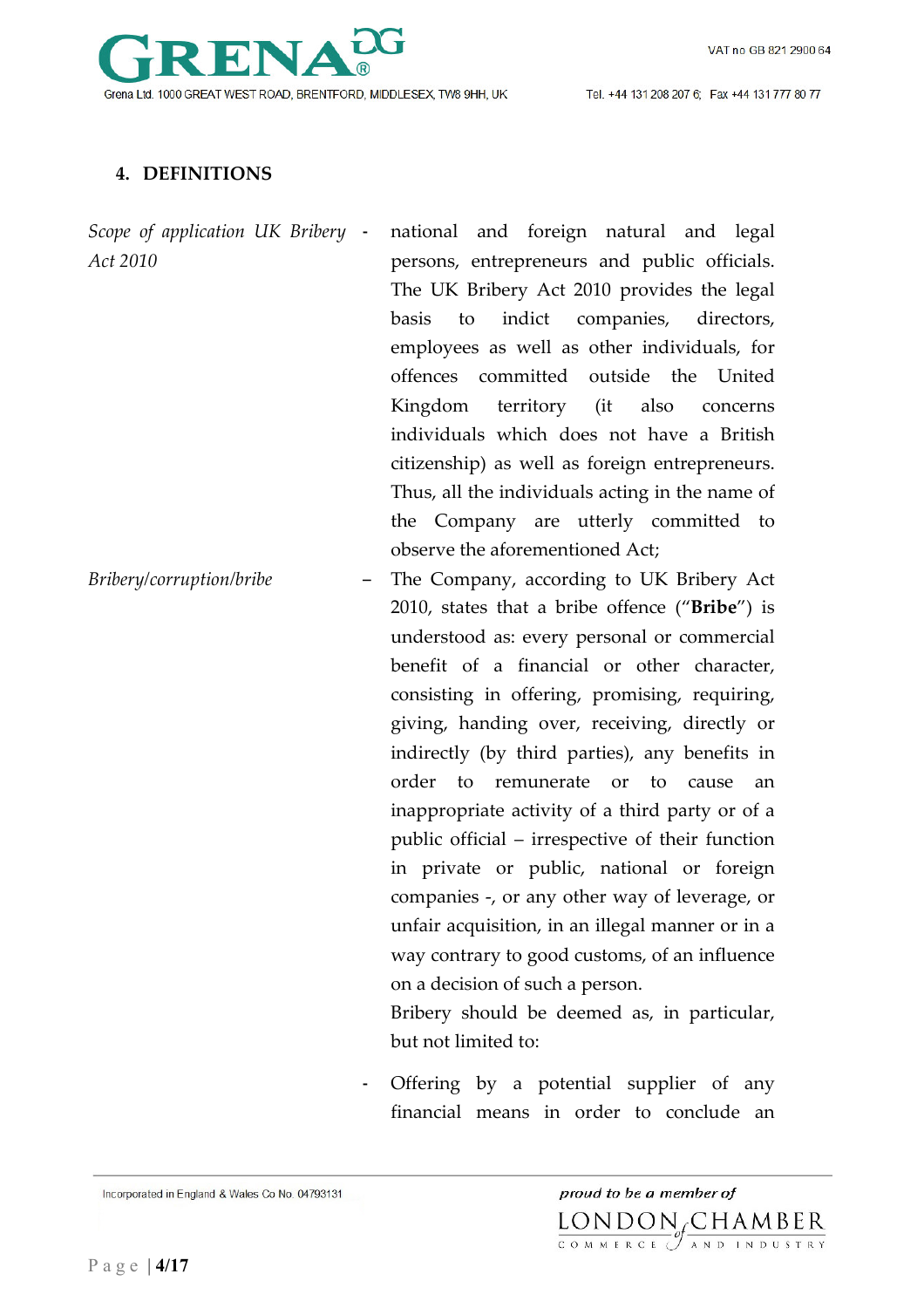## 4. DEFINITIONS

*Scope of application UK Bribery Act 2010* - national and foreign natural and legal persons, entrepreneurs and public officials. The UK Bribery Act 2010 provides the legal basis to indict companies, directors, employees as well as other individuals, for offences committed outside the United Kingdom territory (it also concerns individuals which does not have a British citizenship) as well as foreign entrepreneurs. Thus, all the individuals acting in the name of the Company are utterly committed to observe the aforementioned Act;

*Bribery/corruption/bribe* – The Company, according to UK Bribery Act 2010, states that a bribe offence ("**Bribe**") is understood as: every personal or commercial benefit of a financial or other character, consisting in offering, promising, requiring, giving, handing over, receiving, directly or indirectly (by third parties), any benefits in order to remunerate or to cause an inappropriate activity of a third party or of a public official – irrespective of their function in private or public, national or foreign companies -, or any other way of leverage, or unfair acquisition, in an illegal manner or in a way contrary to good customs, of an influence on a decision of such a person.

Bribery should be deemed as, in particular, but not limited to:

- Offering by a potential supplier of any financial means in order to conclude an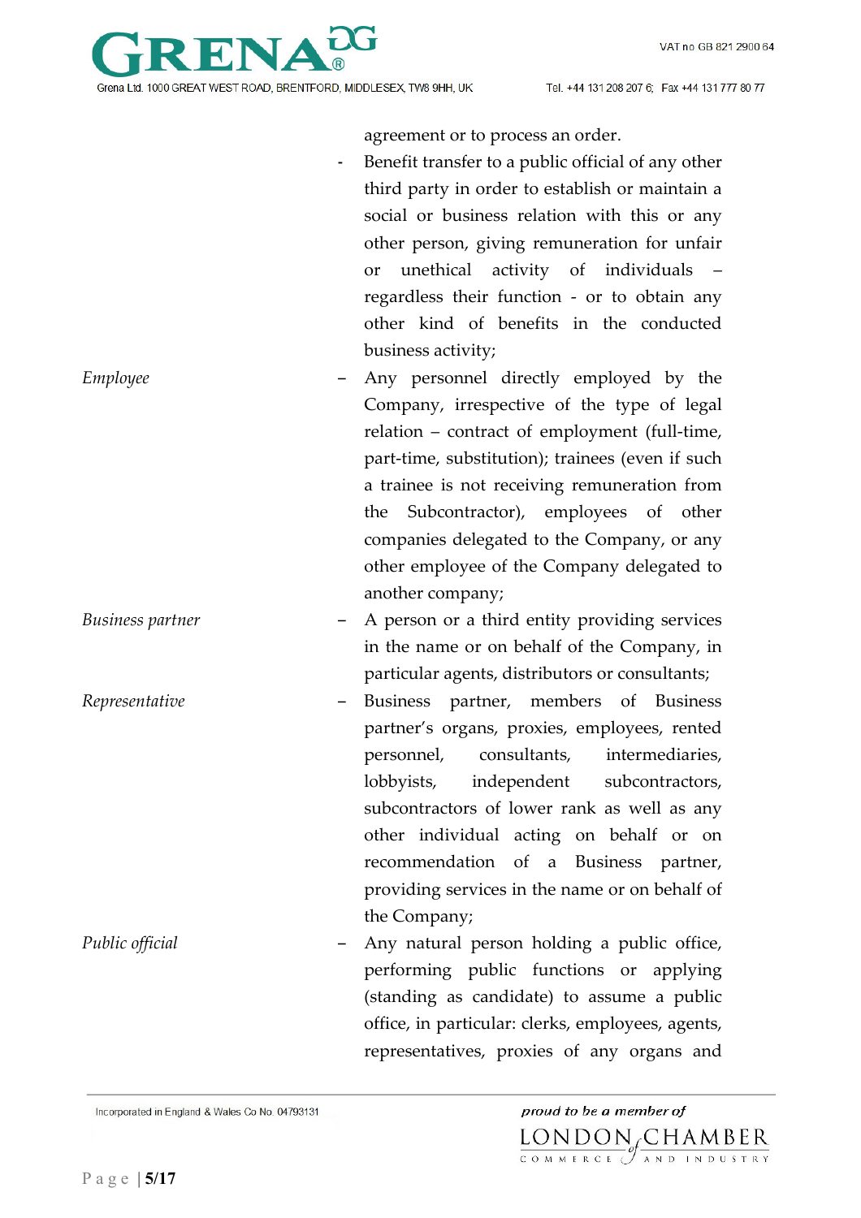agreement or to process an order.

- Benefit transfer to a public official of any other third party in order to establish or maintain a social or business relation with this or any other person, giving remuneration for unfair or unethical activity of individuals – regardless their function - or to obtain any other kind of benefits in the conducted business activity;

*Employee* – Any personnel directly employed by the Company, irrespective of the type of legal relation – contract of employment (full-time, part-time, substitution); trainees (even if such a trainee is not receiving remuneration from the Subcontractor), employees of other companies delegated to the Company, or any other employee of the Company delegated to another company;

*Business partner* – A person or a third entity providing services in the name or on behalf of the Company, in particular agents, distributors or consultants;

*Representative* – Business partner, members of Business partner's organs, proxies, employees, rented personnel, consultants, intermediaries, lobbyists, independent subcontractors, subcontractors of lower rank as well as any other individual acting on behalf or on recommendation of a Business partner, providing services in the name or on behalf of the Company;

*Public official* – Any natural person holding a public office, performing public functions or applying (standing as candidate) to assume a public office, in particular: clerks, employees, agents, representatives, proxies of any organs and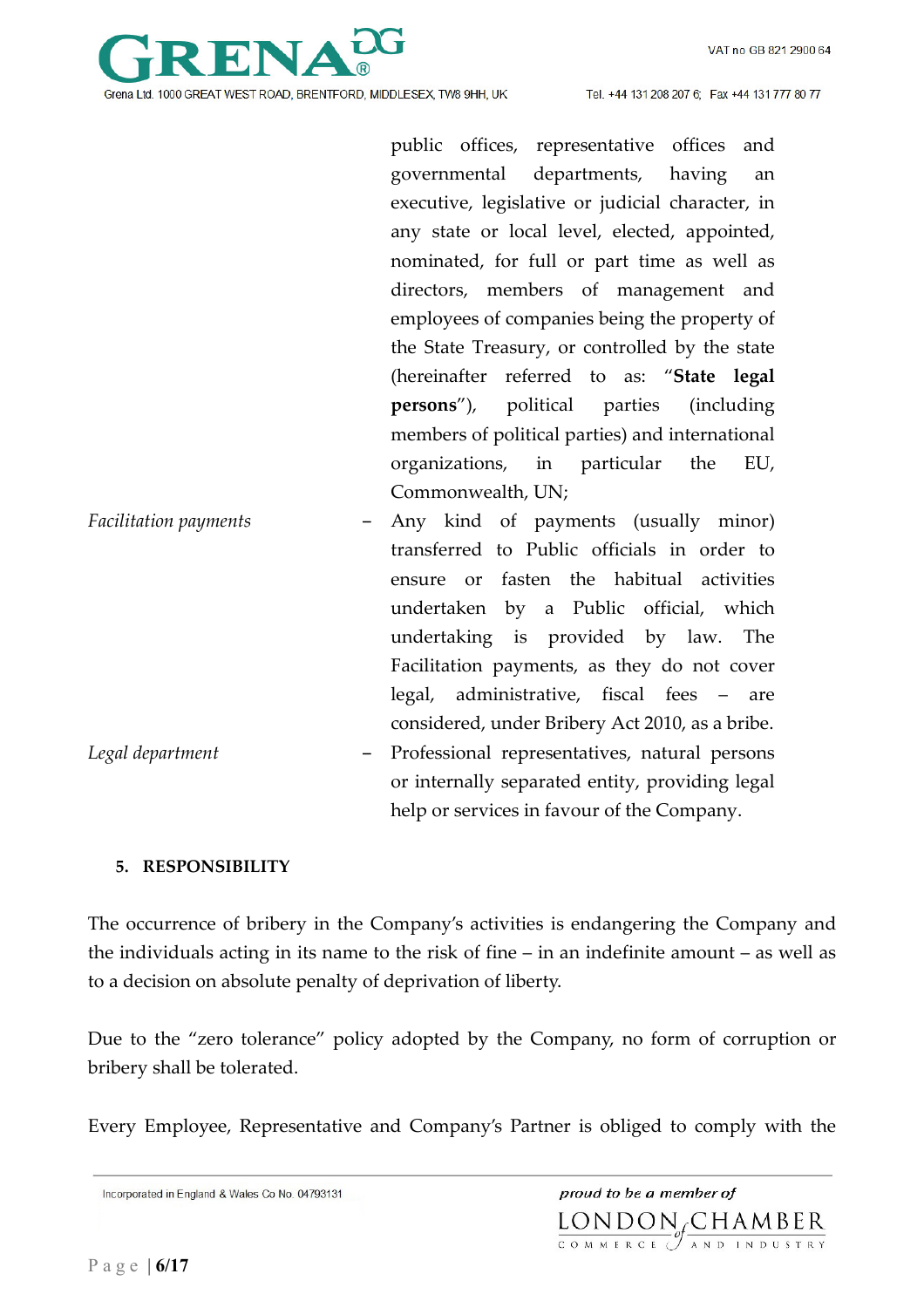public offices, representative offices and governmental departments, having an executive, legislative or judicial character, in any state or local level, elected, appointed, nominated, for full or part time as well as directors, members of management and employees of companies being the property of the State Treasury, or controlled by the state (hereinafter referred to as: "**State legal persons**"), political parties (including members of political parties) and international organizations, in particular the EU, Commonwealth, UN;

*Facilitation payments* – Any kind of payments (usually minor) transferred to Public officials in order to ensure or fasten the habitual activities undertaken by a Public official, which undertaking is provided by law. The Facilitation payments, as they do not cover legal, administrative, fiscal fees – are considered, under Bribery Act 2010, as a bribe.

*Legal department* – Professional representatives, natural persons or internally separated entity, providing legal help or services in favour of the Company.

## 5. RESPONSIBILITY

The occurrence of bribery in the Company's activities is endangering the Company and the individuals acting in its name to the risk of fine – in an indefinite amount – as well as to a decision on absolute penalty of deprivation of liberty.

Due to the "zero tolerance" policy adopted by the Company, no form of corruption or bribery shall be tolerated.

Every Employee, Representative and Company's Partner is obliged to comply with the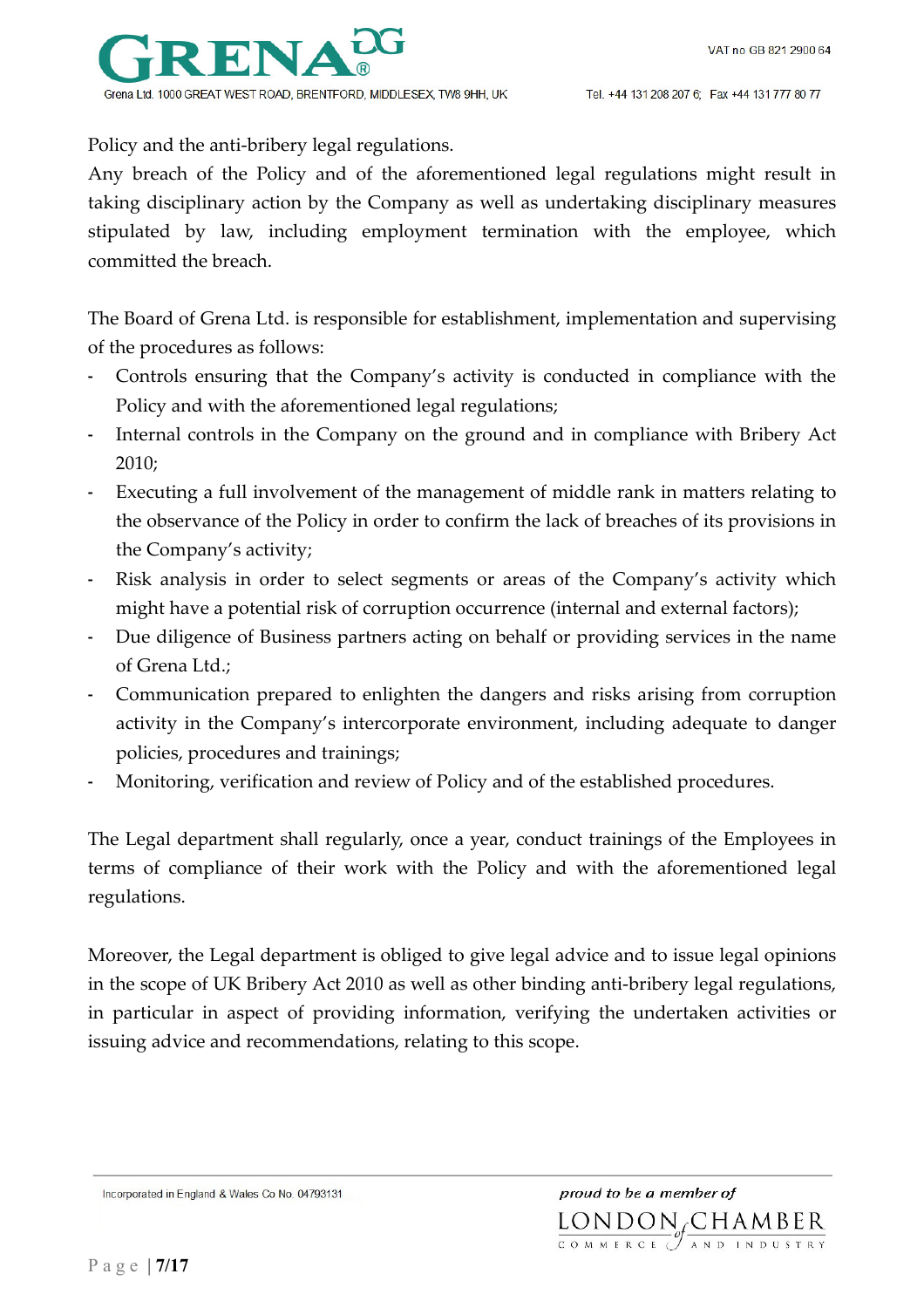Policy and the anti-bribery legal regulations.
Any breach of the Policy and of the aforementioned legal regulations might result in taking disciplinary action by the Company as well as undertaking disciplinary measures stipulated by law, including employment termination with the employee, which committed the breach.

The Board of Grena Ltd. is responsible for establishment, implementation and supervising of the procedures as follows:

- Controls ensuring that the Company's activity is conducted in compliance with the Policy and with the aforementioned legal regulations;
- Internal controls in the Company on the ground and in compliance with Bribery Act 2010;
- Executing a full involvement of the management of middle rank in matters relating to the observance of the Policy in order to confirm the lack of breaches of its provisions in the Company's activity;
- Risk analysis in order to select segments or areas of the Company's activity which might have a potential risk of corruption occurrence (internal and external factors);
- Due diligence of Business partners acting on behalf or providing services in the name of Grena Ltd.;
- Communication prepared to enlighten the dangers and risks arising from corruption activity in the Company's intercorporate environment, including adequate to danger policies, procedures and trainings;
- Monitoring, verification and review of Policy and of the established procedures.

The Legal department shall regularly, once a year, conduct trainings of the Employees in terms of compliance of their work with the Policy and with the aforementioned legal regulations.

Moreover, the Legal department is obliged to give legal advice and to issue legal opinions in the scope of UK Bribery Act 2010 as well as other binding anti-bribery legal regulations, in particular in aspect of providing information, verifying the undertaken activities or issuing advice and recommendations, relating to this scope.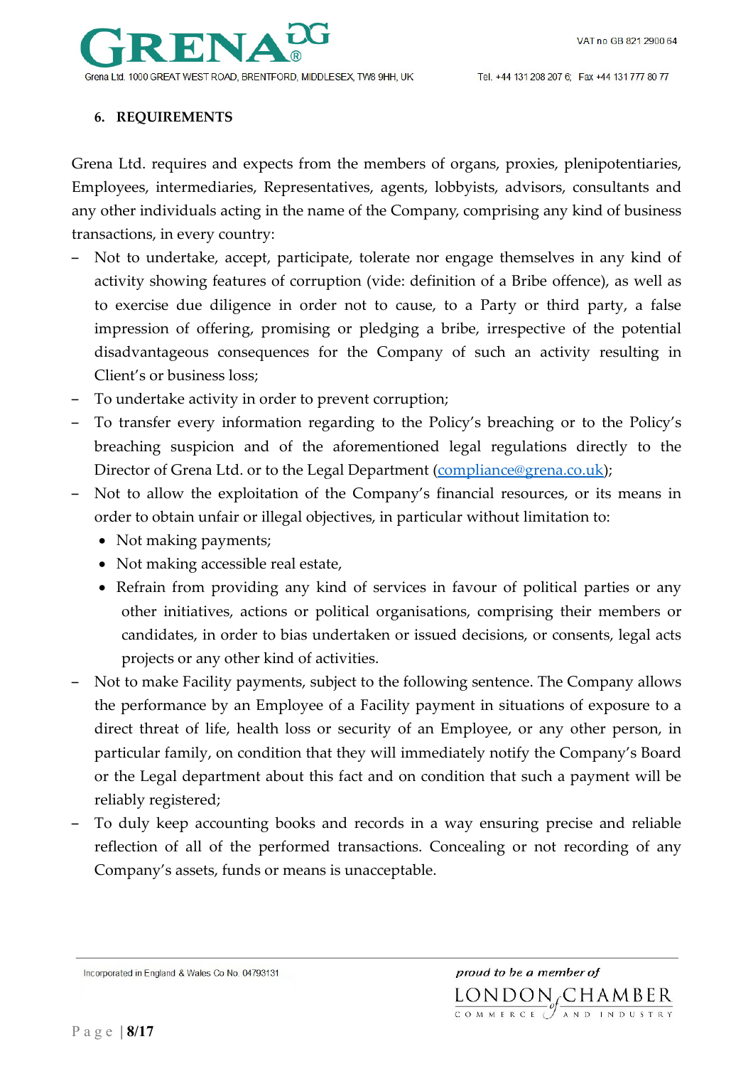## 6. REQUIREMENTS

Grena Ltd. requires and expects from the members of organs, proxies, plenipotentiaries, Employees, intermediaries, Representatives, agents, lobbyists, advisors, consultants and any other individuals acting in the name of the Company, comprising any kind of business transactions, in every country:

- Not to undertake, accept, participate, tolerate nor engage themselves in any kind of activity showing features of corruption (vide: definition of a Bribe offence), as well as to exercise due diligence in order not to cause, to a Party or third party, a false impression of offering, promising or pledging a bribe, irrespective of the potential disadvantageous consequences for the Company of such an activity resulting in Client's or business loss;
- To undertake activity in order to prevent corruption;
- To transfer every information regarding to the Policy's breaching or to the Policy's breaching suspicion and of the aforementioned legal regulations directly to the Director of Grena Ltd. or to the Legal Department (compliance@grena.co.uk);
- Not to allow the exploitation of the Company's financial resources, or its means in order to obtain unfair or illegal objectives, in particular without limitation to:
  - Not making payments;
  - Not making accessible real estate,
  - Refrain from providing any kind of services in favour of political parties or any other initiatives, actions or political organisations, comprising their members or candidates, in order to bias undertaken or issued decisions, or consents, legal acts projects or any other kind of activities.
- Not to make Facility payments, subject to the following sentence. The Company allows the performance by an Employee of a Facility payment in situations of exposure to a direct threat of life, health loss or security of an Employee, or any other person, in particular family, on condition that they will immediately notify the Company's Board or the Legal department about this fact and on condition that such a payment will be reliably registered;
- To duly keep accounting books and records in a way ensuring precise and reliable reflection of all of the performed transactions. Concealing or not recording of any Company's assets, funds or means is unacceptable.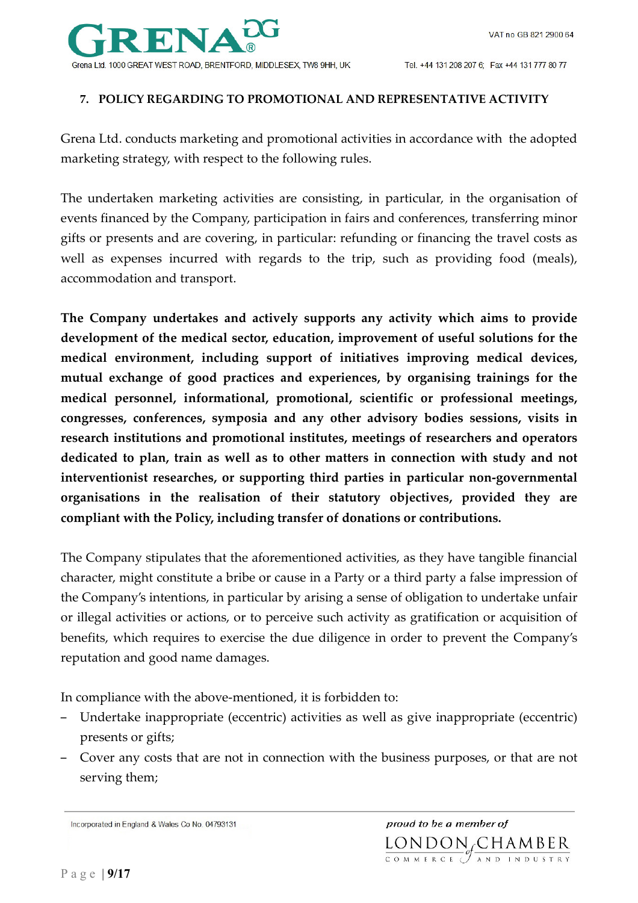## 7. POLICY REGARDING TO PROMOTIONAL AND REPRESENTATIVE ACTIVITY

Grena Ltd. conducts marketing and promotional activities in accordance with the adopted marketing strategy, with respect to the following rules.

The undertaken marketing activities are consisting, in particular, in the organisation of events financed by the Company, participation in fairs and conferences, transferring minor gifts or presents and are covering, in particular: refunding or financing the travel costs as well as expenses incurred with regards to the trip, such as providing food (meals), accommodation and transport.

**The Company undertakes and actively supports any activity which aims to provide development of the medical sector, education, improvement of useful solutions for the medical environment, including support of initiatives improving medical devices, mutual exchange of good practices and experiences, by organising trainings for the medical personnel, informational, promotional, scientific or professional meetings, congresses, conferences, symposia and any other advisory bodies sessions, visits in research institutions and promotional institutes, meetings of researchers and operators dedicated to plan, train as well as to other matters in connection with study and not interventionist researches, or supporting third parties in particular non-governmental organisations in the realisation of their statutory objectives, provided they are compliant with the Policy, including transfer of donations or contributions.**

The Company stipulates that the aforementioned activities, as they have tangible financial character, might constitute a bribe or cause in a Party or a third party a false impression of the Company's intentions, in particular by arising a sense of obligation to undertake unfair or illegal activities or actions, or to perceive such activity as gratification or acquisition of benefits, which requires to exercise the due diligence in order to prevent the Company's reputation and good name damages.

In compliance with the above-mentioned, it is forbidden to:

- Undertake inappropriate (eccentric) activities as well as give inappropriate (eccentric) presents or gifts;
- Cover any costs that are not in connection with the business purposes, or that are not serving them;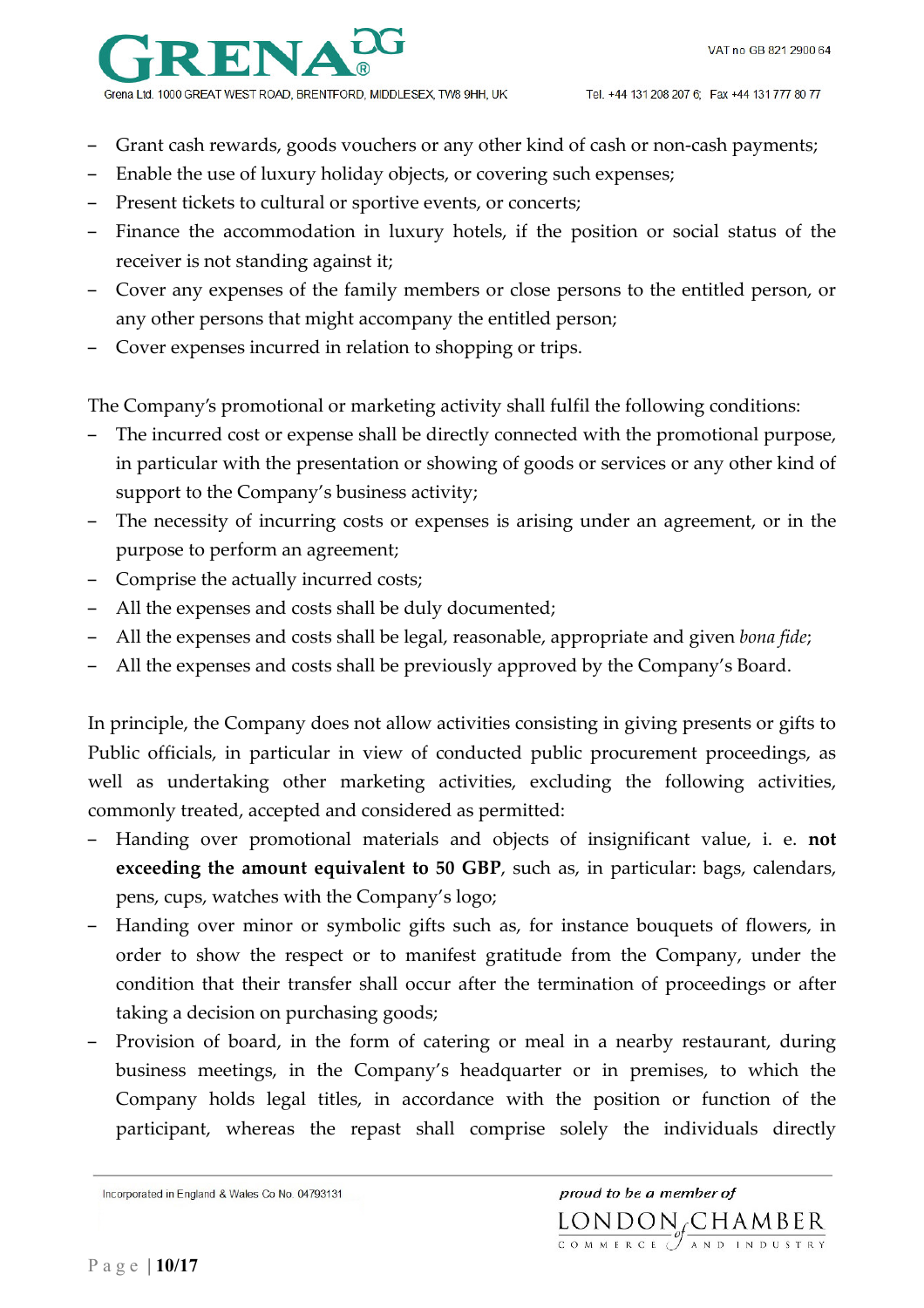- Grant cash rewards, goods vouchers or any other kind of cash or non-cash payments;
- Enable the use of luxury holiday objects, or covering such expenses;
- Present tickets to cultural or sportive events, or concerts;
- Finance the accommodation in luxury hotels, if the position or social status of the receiver is not standing against it;
- Cover any expenses of the family members or close persons to the entitled person, or any other persons that might accompany the entitled person;
- Cover expenses incurred in relation to shopping or trips.

The Company's promotional or marketing activity shall fulfil the following conditions:

- The incurred cost or expense shall be directly connected with the promotional purpose, in particular with the presentation or showing of goods or services or any other kind of support to the Company's business activity;
- The necessity of incurring costs or expenses is arising under an agreement, or in the purpose to perform an agreement;
- Comprise the actually incurred costs;
- All the expenses and costs shall be duly documented;
- All the expenses and costs shall be legal, reasonable, appropriate and given *bona fide*;
- All the expenses and costs shall be previously approved by the Company's Board.

In principle, the Company does not allow activities consisting in giving presents or gifts to Public officials, in particular in view of conducted public procurement proceedings, as well as undertaking other marketing activities, excluding the following activities, commonly treated, accepted and considered as permitted:

- Handing over promotional materials and objects of insignificant value, i. e. **not exceeding the amount equivalent to 50 GBP**, such as, in particular: bags, calendars, pens, cups, watches with the Company's logo;
- Handing over minor or symbolic gifts such as, for instance bouquets of flowers, in order to show the respect or to manifest gratitude from the Company, under the condition that their transfer shall occur after the termination of proceedings or after taking a decision on purchasing goods;
- Provision of board, in the form of catering or meal in a nearby restaurant, during business meetings, in the Company's headquarter or in premises, to which the Company holds legal titles, in accordance with the position or function of the participant, whereas the repast shall comprise solely the individuals directly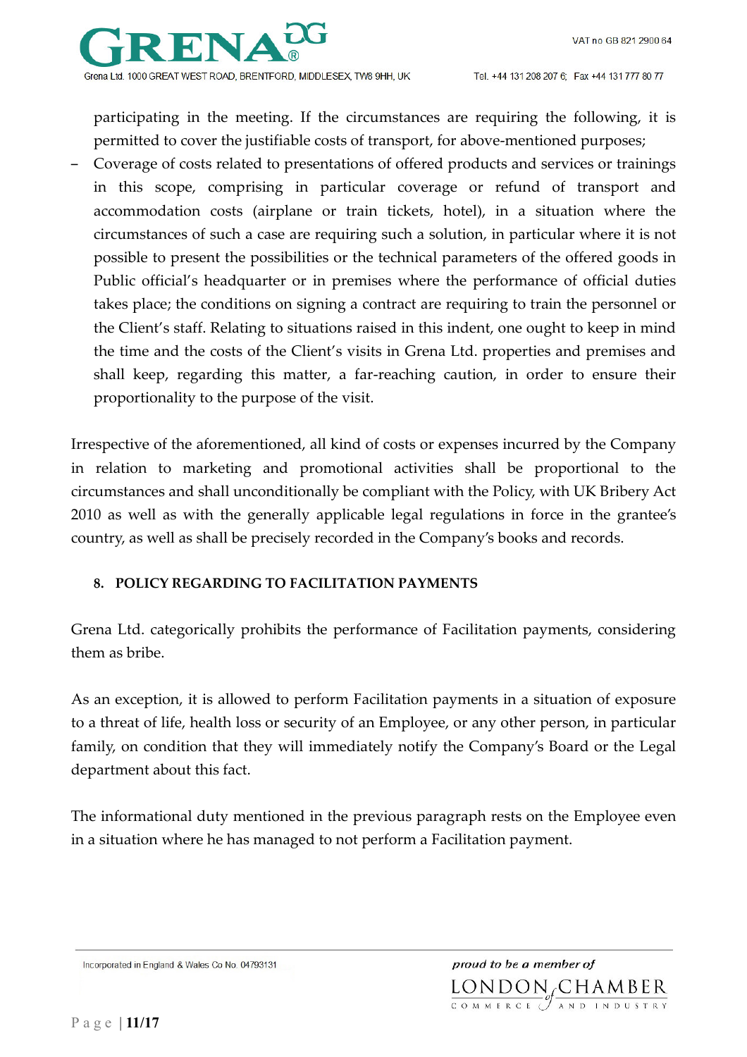participating in the meeting. If the circumstances are requiring the following, it is permitted to cover the justifiable costs of transport, for above-mentioned purposes;

- Coverage of costs related to presentations of offered products and services or trainings in this scope, comprising in particular coverage or refund of transport and accommodation costs (airplane or train tickets, hotel), in a situation where the circumstances of such a case are requiring such a solution, in particular where it is not possible to present the possibilities or the technical parameters of the offered goods in Public official's headquarter or in premises where the performance of official duties takes place; the conditions on signing a contract are requiring to train the personnel or the Client's staff. Relating to situations raised in this indent, one ought to keep in mind the time and the costs of the Client's visits in Grena Ltd. properties and premises and shall keep, regarding this matter, a far-reaching caution, in order to ensure their proportionality to the purpose of the visit.

Irrespective of the aforementioned, all kind of costs or expenses incurred by the Company in relation to marketing and promotional activities shall be proportional to the circumstances and shall unconditionally be compliant with the Policy, with UK Bribery Act 2010 as well as with the generally applicable legal regulations in force in the grantee's country, as well as shall be precisely recorded in the Company's books and records.

## 8. POLICY REGARDING TO FACILITATION PAYMENTS

Grena Ltd. categorically prohibits the performance of Facilitation payments, considering them as bribe.

As an exception, it is allowed to perform Facilitation payments in a situation of exposure to a threat of life, health loss or security of an Employee, or any other person, in particular family, on condition that they will immediately notify the Company's Board or the Legal department about this fact.

The informational duty mentioned in the previous paragraph rests on the Employee even in a situation where he has managed to not perform a Facilitation payment.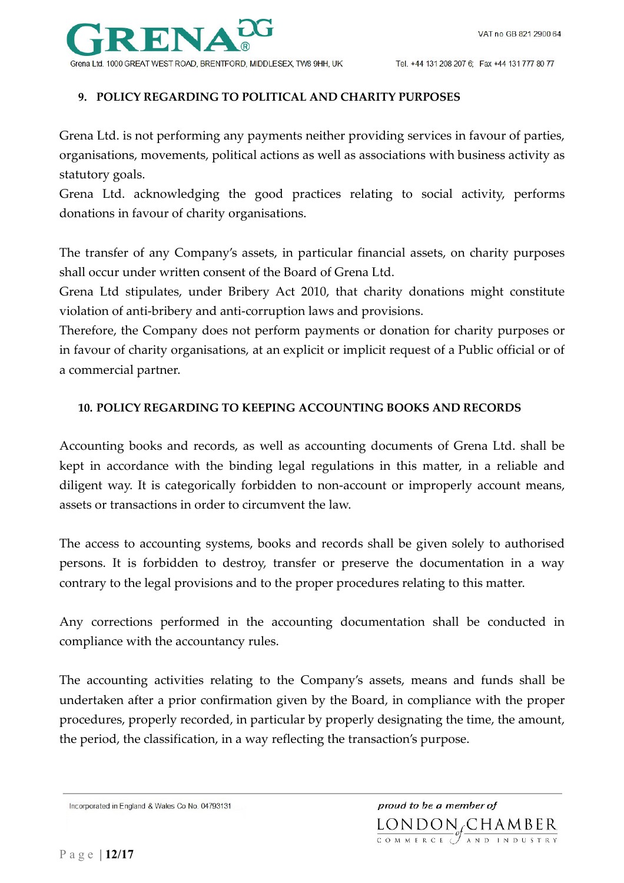## 9. POLICY REGARDING TO POLITICAL AND CHARITY PURPOSES

Grena Ltd. is not performing any payments neither providing services in favour of parties, organisations, movements, political actions as well as associations with business activity as statutory goals.
Grena Ltd. acknowledging the good practices relating to social activity, performs donations in favour of charity organisations.

The transfer of any Company's assets, in particular financial assets, on charity purposes shall occur under written consent of the Board of Grena Ltd.
Grena Ltd stipulates, under Bribery Act 2010, that charity donations might constitute violation of anti-bribery and anti-corruption laws and provisions.
Therefore, the Company does not perform payments or donation for charity purposes or in favour of charity organisations, at an explicit or implicit request of a Public official or of a commercial partner.

## 10. POLICY REGARDING TO KEEPING ACCOUNTING BOOKS AND RECORDS

Accounting books and records, as well as accounting documents of Grena Ltd. shall be kept in accordance with the binding legal regulations in this matter, in a reliable and diligent way. It is categorically forbidden to non-account or improperly account means, assets or transactions in order to circumvent the law.

The access to accounting systems, books and records shall be given solely to authorised persons. It is forbidden to destroy, transfer or preserve the documentation in a way contrary to the legal provisions and to the proper procedures relating to this matter.

Any corrections performed in the accounting documentation shall be conducted in compliance with the accountancy rules.

The accounting activities relating to the Company's assets, means and funds shall be undertaken after a prior confirmation given by the Board, in compliance with the proper procedures, properly recorded, in particular by properly designating the time, the amount, the period, the classification, in a way reflecting the transaction's purpose.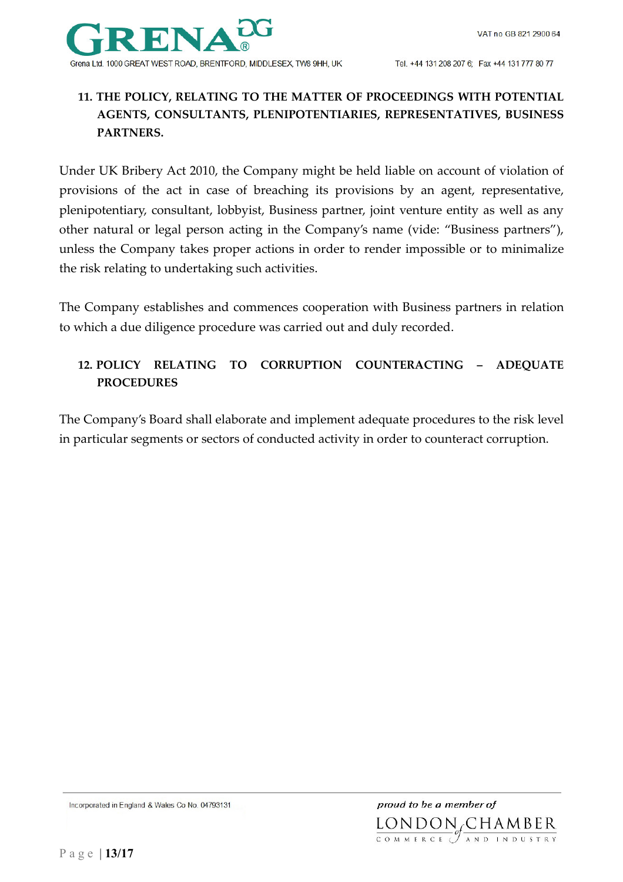## 11. THE POLICY, RELATING TO THE MATTER OF PROCEEDINGS WITH POTENTIAL AGENTS, CONSULTANTS, PLENIPOTENTIARIES, REPRESENTATIVES, BUSINESS PARTNERS.

Under UK Bribery Act 2010, the Company might be held liable on account of violation of provisions of the act in case of breaching its provisions by an agent, representative, plenipotentiary, consultant, lobbyist, Business partner, joint venture entity as well as any other natural or legal person acting in the Company's name (vide: "Business partners"), unless the Company takes proper actions in order to render impossible or to minimalize the risk relating to undertaking such activities.

The Company establishes and commences cooperation with Business partners in relation to which a due diligence procedure was carried out and duly recorded.

## 12. POLICY RELATING TO CORRUPTION COUNTERACTING – ADEQUATE PROCEDURES

The Company's Board shall elaborate and implement adequate procedures to the risk level in particular segments or sectors of conducted activity in order to counteract corruption.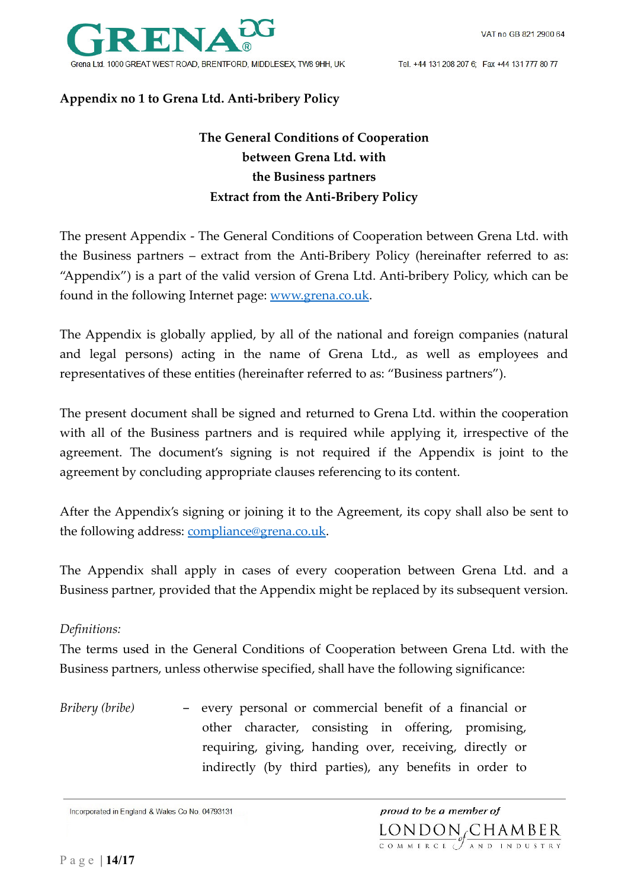**Appendix no 1 to Grena Ltd. Anti-bribery Policy**

**The General Conditions of Cooperation between Grena Ltd. with the Business partners Extract from the Anti-Bribery Policy**

The present Appendix - The General Conditions of Cooperation between Grena Ltd. with the Business partners – extract from the Anti-Bribery Policy (hereinafter referred to as: "Appendix") is a part of the valid version of Grena Ltd. Anti-bribery Policy, which can be found in the following Internet page: [www.grena.co.uk](http://www.grena.co.uk).

The Appendix is globally applied, by all of the national and foreign companies (natural and legal persons) acting in the name of Grena Ltd., as well as employees and representatives of these entities (hereinafter referred to as: "Business partners").

The present document shall be signed and returned to Grena Ltd. within the cooperation with all of the Business partners and is required while applying it, irrespective of the agreement. The document's signing is not required if the Appendix is joint to the agreement by concluding appropriate clauses referencing to its content.

After the Appendix's signing or joining it to the Agreement, its copy shall also be sent to the following address: [compliance@grena.co.uk](mailto:compliance@grena.co.uk).

The Appendix shall apply in cases of every cooperation between Grena Ltd. and a Business partner, provided that the Appendix might be replaced by its subsequent version.

*Definitions:*

The terms used in the General Conditions of Cooperation between Grena Ltd. with the Business partners, unless otherwise specified, shall have the following significance:

*Bribery (bribe)* – every personal or commercial benefit of a financial or other character, consisting in offering, promising, requiring, giving, handing over, receiving, directly or indirectly (by third parties), any benefits in order to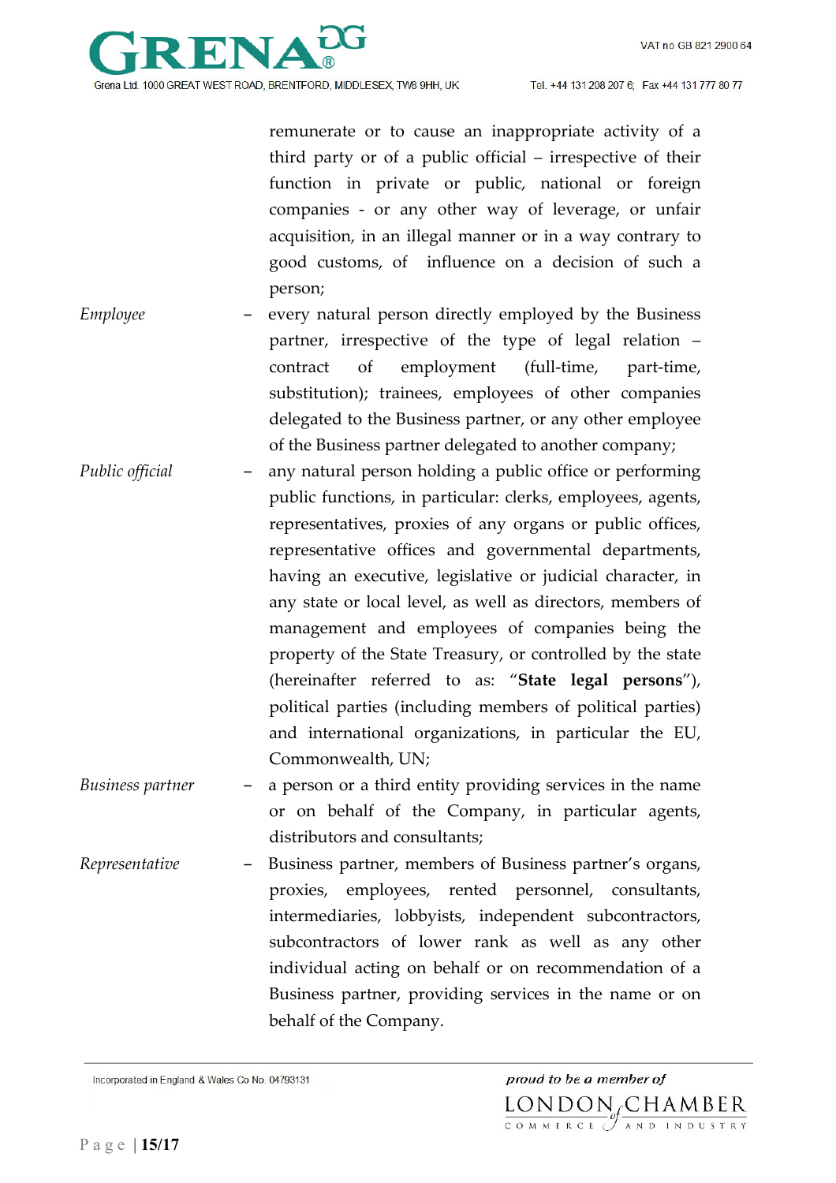remunerate or to cause an inappropriate activity of a third party or of a public official – irrespective of their function in private or public, national or foreign companies - or any other way of leverage, or unfair acquisition, in an illegal manner or in a way contrary to good customs, of influence on a decision of such a person;

*Employee* – every natural person directly employed by the Business partner, irrespective of the type of legal relation – contract of employment (full-time, part-time, substitution); trainees, employees of other companies delegated to the Business partner, or any other employee of the Business partner delegated to another company;

*Public official* – any natural person holding a public office or performing public functions, in particular: clerks, employees, agents, representatives, proxies of any organs or public offices, representative offices and governmental departments, having an executive, legislative or judicial character, in any state or local level, as well as directors, members of management and employees of companies being the property of the State Treasury, or controlled by the state (hereinafter referred to as: "**State legal persons**"), political parties (including members of political parties) and international organizations, in particular the EU, Commonwealth, UN;

*Business partner* – a person or a third entity providing services in the name or on behalf of the Company, in particular agents, distributors and consultants;

*Representative* – Business partner, members of Business partner's organs, proxies, employees, rented personnel, consultants, intermediaries, lobbyists, independent subcontractors, subcontractors of lower rank as well as any other individual acting on behalf or on recommendation of a Business partner, providing services in the name or on behalf of the Company.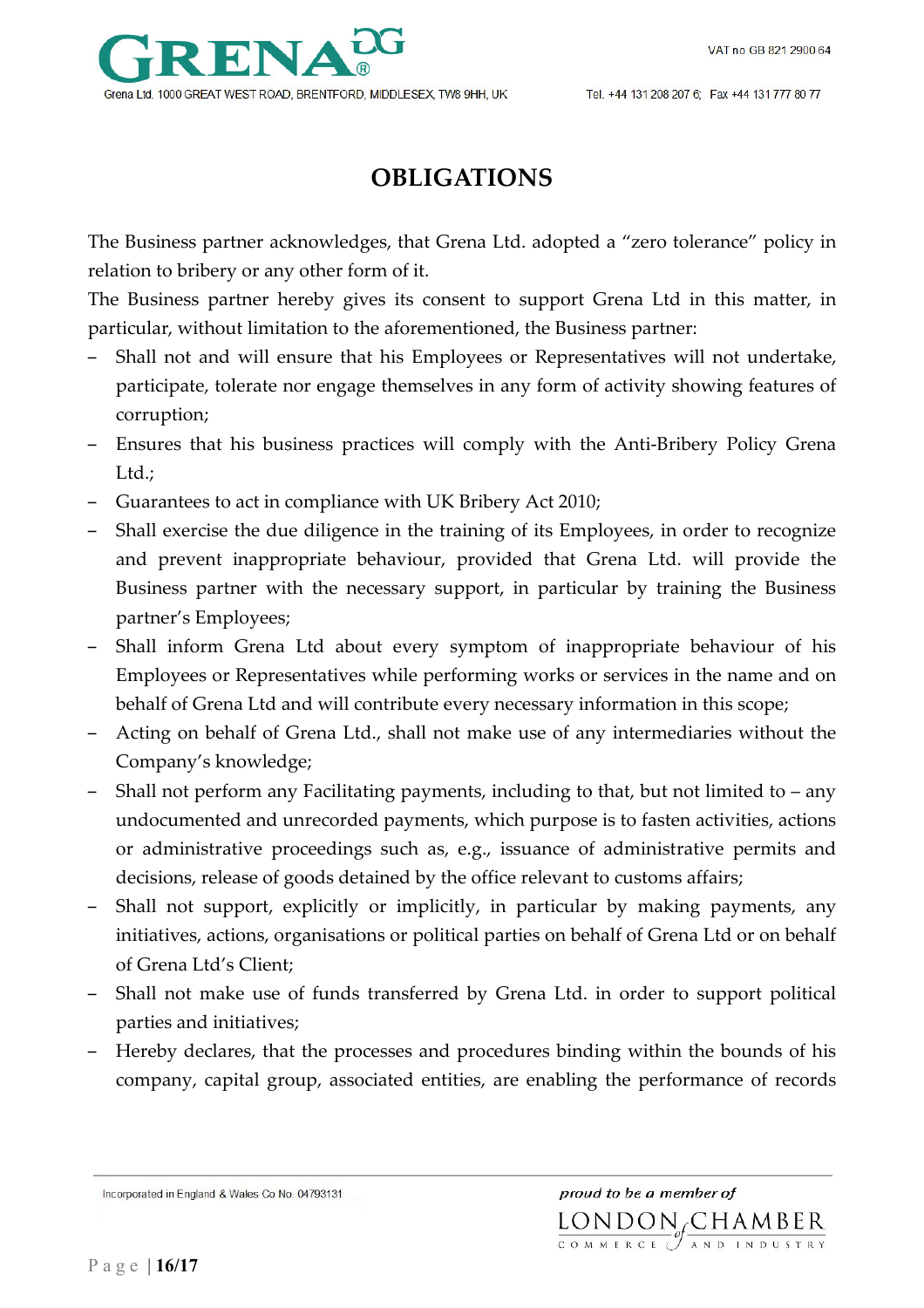# OBLIGATIONS

The Business partner acknowledges, that Grena Ltd. adopted a "zero tolerance" policy in relation to bribery or any other form of it.
The Business partner hereby gives its consent to support Grena Ltd in this matter, in particular, without limitation to the aforementioned, the Business partner:

- Shall not and will ensure that his Employees or Representatives will not undertake, participate, tolerate nor engage themselves in any form of activity showing features of corruption;
- Ensures that his business practices will comply with the Anti-Bribery Policy Grena Ltd.;
- Guarantees to act in compliance with UK Bribery Act 2010;
- Shall exercise the due diligence in the training of its Employees, in order to recognize and prevent inappropriate behaviour, provided that Grena Ltd. will provide the Business partner with the necessary support, in particular by training the Business partner's Employees;
- Shall inform Grena Ltd about every symptom of inappropriate behaviour of his Employees or Representatives while performing works or services in the name and on behalf of Grena Ltd and will contribute every necessary information in this scope;
- Acting on behalf of Grena Ltd., shall not make use of any intermediaries without the Company's knowledge;
- Shall not perform any Facilitating payments, including to that, but not limited to – any undocumented and unrecorded payments, which purpose is to fasten activities, actions or administrative proceedings such as, e.g., issuance of administrative permits and decisions, release of goods detained by the office relevant to customs affairs;
- Shall not support, explicitly or implicitly, in particular by making payments, any initiatives, actions, organisations or political parties on behalf of Grena Ltd or on behalf of Grena Ltd's Client;
- Shall not make use of funds transferred by Grena Ltd. in order to support political parties and initiatives;
- Hereby declares, that the processes and procedures binding within the bounds of his company, capital group, associated entities, are enabling the performance of records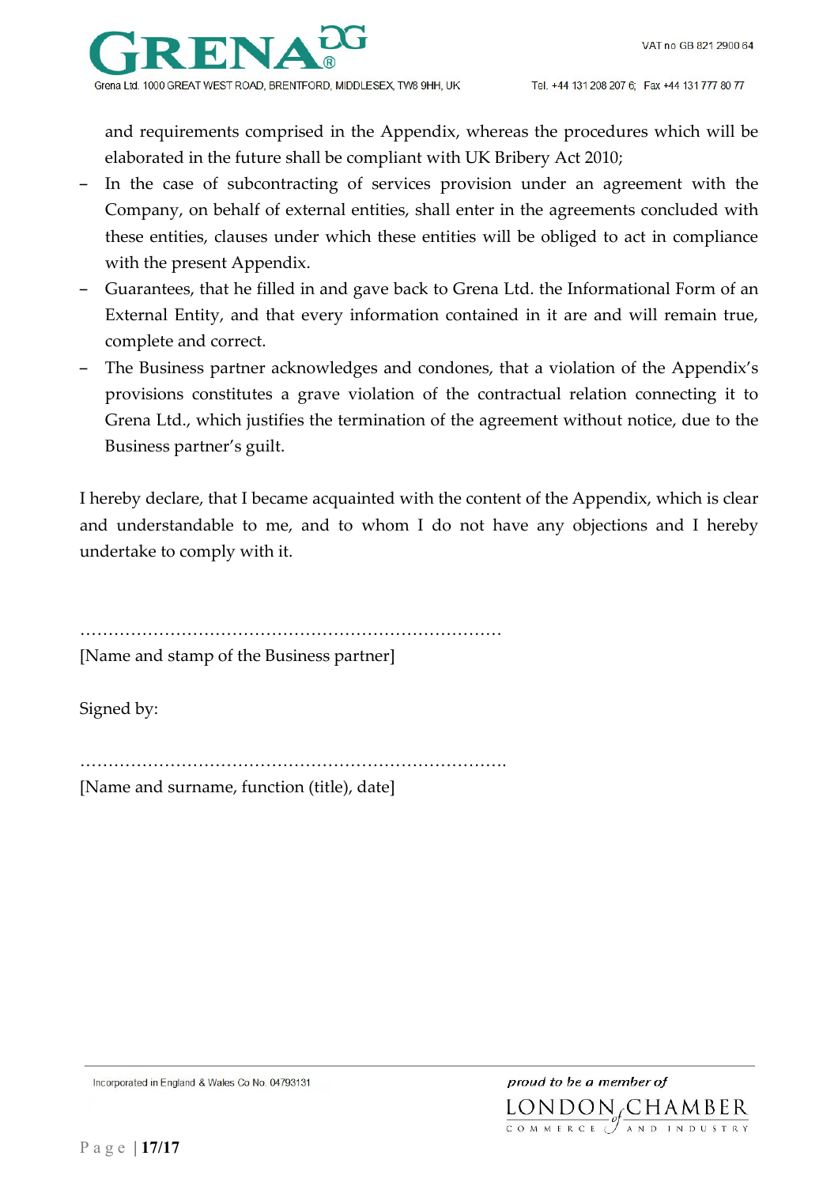and requirements comprised in the Appendix, whereas the procedures which will be elaborated in the future shall be compliant with UK Bribery Act 2010;

- In the case of subcontracting of services provision under an agreement with the Company, on behalf of external entities, shall enter in the agreements concluded with these entities, clauses under which these entities will be obliged to act in compliance with the present Appendix.
- Guarantees, that he filled in and gave back to Grena Ltd. the Informational Form of an External Entity, and that every information contained in it are and will remain true, complete and correct.
- The Business partner acknowledges and condones, that a violation of the Appendix's provisions constitutes a grave violation of the contractual relation connecting it to Grena Ltd., which justifies the termination of the agreement without notice, due to the Business partner's guilt.

I hereby declare, that I became acquainted with the content of the Appendix, which is clear and understandable to me, and to whom I do not have any objections and I hereby undertake to comply with it.

…………………………………………………………………

[Name and stamp of the Business partner]

Signed by:

………………………………………………………………….

[Name and surname, function (title), date]